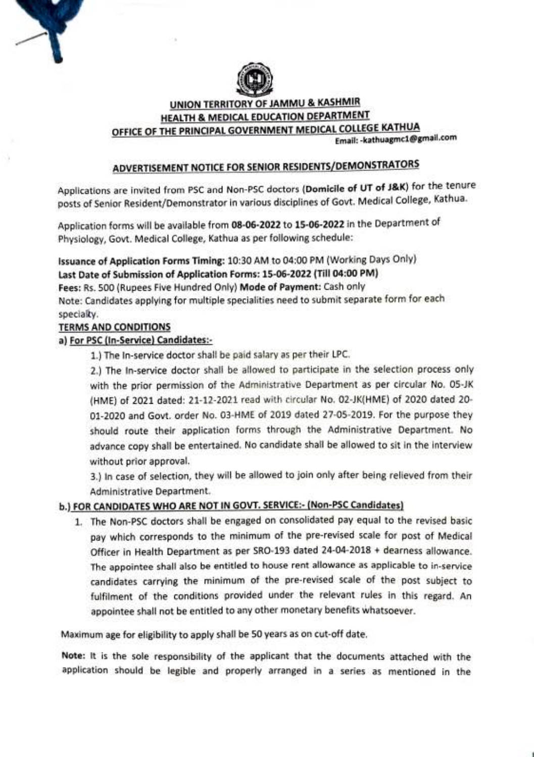# UNION TERRITORY OF JAMMU & KASHMIR
## HEALTH & MEDICAL EDUCATION DEPARTMENT
## OFFICE OF THE PRINCIPAL GOVERNMENT MEDICAL COLLEGE KATHUA

Email: -kathuagmc1@gmail.com

## ADVERTISEMENT NOTICE FOR SENIOR RESIDENTS/DEMONSTRATORS

Applications are invited from PSC and Non-PSC doctors (**Domicile of UT of J&K**) for the tenure posts of Senior Resident/Demonstrator in various disciplines of Govt. Medical College, Kathua.

Application forms will be available from **08-06-2022** to **15-06-2022** in the Department of Physiology, Govt. Medical College, Kathua as per following schedule:

**Issuance of Application Forms Timing:** 10:30 AM to 04:00 PM (Working Days Only)
**Last Date of Submission of Application Forms: 15-06-2022 (Till 04:00 PM)**
**Fees:** Rs. 500 (Rupees Five Hundred Only) **Mode of Payment:** Cash only
Note: Candidates applying for multiple specialities need to submit separate form for each specialty.

**TERMS AND CONDITIONS**

**a) For PSC (In-Service) Candidates:-**

1.) The In-service doctor shall be paid salary as per their LPC.

2.) The In-service doctor shall be allowed to participate in the selection process only with the prior permission of the Administrative Department as per circular No. 05-JK (HME) of 2021 dated: 21-12-2021 read with circular No. 02-JK(HME) of 2020 dated 20-01-2020 and Govt. order No. 03-HME of 2019 dated 27-05-2019. For the purpose they should route their application forms through the Administrative Department. No advance copy shall be entertained. No candidate shall be allowed to sit in the interview without prior approval.

3.) In case of selection, they will be allowed to join only after being relieved from their Administrative Department.

**b.) FOR CANDIDATES WHO ARE NOT IN GOVT. SERVICE:- (Non-PSC Candidates)**

1. The Non-PSC doctors shall be engaged on consolidated pay equal to the revised basic pay which corresponds to the minimum of the pre-revised scale for post of Medical Officer in Health Department as per SRO-193 dated 24-04-2018 + dearness allowance. The appointee shall also be entitled to house rent allowance as applicable to in-service candidates carrying the minimum of the pre-revised scale of the post subject to fulfilment of the conditions provided under the relevant rules in this regard. An appointee shall not be entitled to any other monetary benefits whatsoever.

Maximum age for eligibility to apply shall be 50 years as on cut-off date.

**Note:** It is the sole responsibility of the applicant that the documents attached with the application should be legible and properly arranged in a series as mentioned in the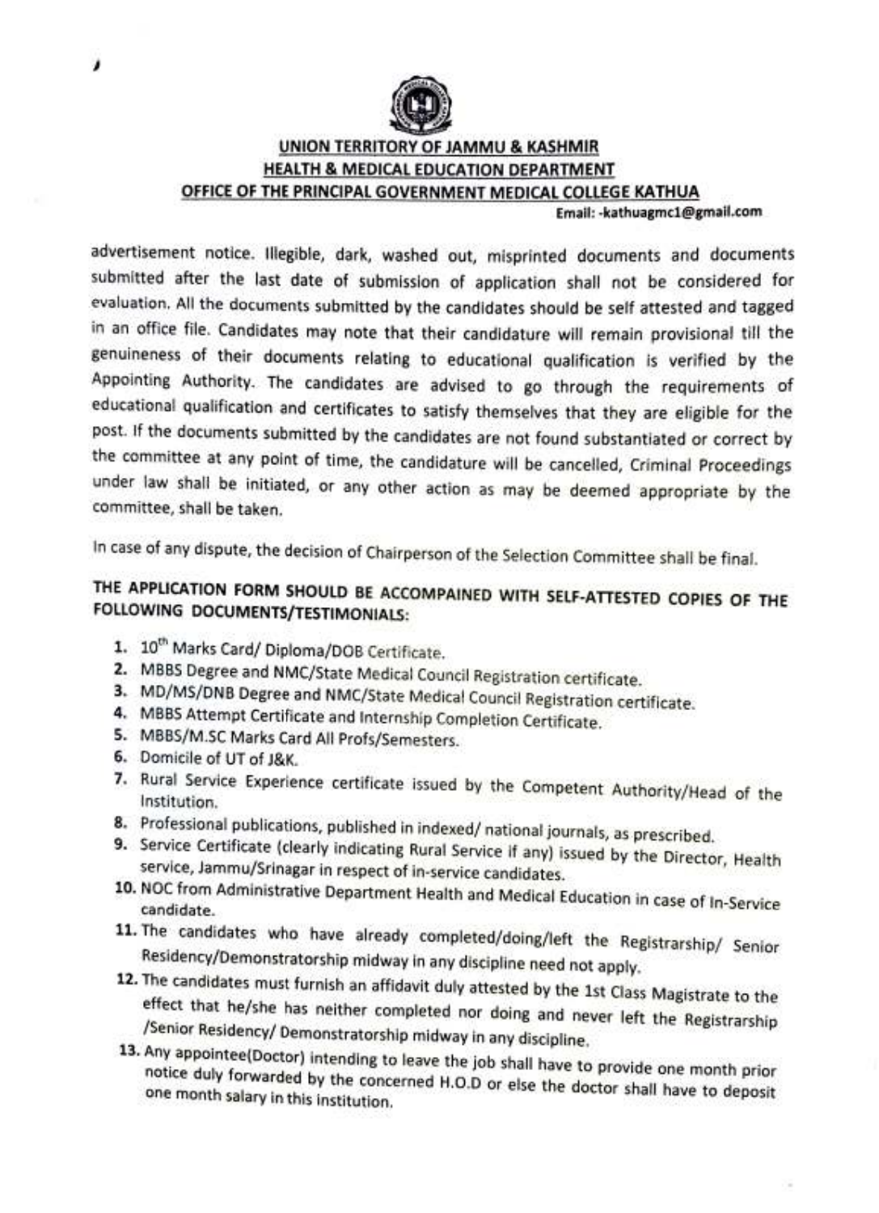**UNION TERRITORY OF JAMMU & KASHMIR**
**HEALTH & MEDICAL EDUCATION DEPARTMENT**
**OFFICE OF THE PRINCIPAL GOVERNMENT MEDICAL COLLEGE KATHUA**
Email: -kathuagmc1@gmail.com

advertisement notice. Illegible, dark, washed out, misprinted documents and documents submitted after the last date of submission of application shall not be considered for evaluation. All the documents submitted by the candidates should be self attested and tagged in an office file. Candidates may note that their candidature will remain provisional till the genuineness of their documents relating to educational qualification is verified by the Appointing Authority. The candidates are advised to go through the requirements of educational qualification and certificates to satisfy themselves that they are eligible for the post. If the documents submitted by the candidates are not found substantiated or correct by the committee at any point of time, the candidature will be cancelled, Criminal Proceedings under law shall be initiated, or any other action as may be deemed appropriate by the committee, shall be taken.

In case of any dispute, the decision of Chairperson of the Selection Committee shall be final.

**THE APPLICATION FORM SHOULD BE ACCOMPANIED WITH SELF-ATTESTED COPIES OF THE FOLLOWING DOCUMENTS/TESTIMONIALS:**

1. 10th Marks Card/ Diploma/DOB Certificate.
2. MBBS Degree and NMC/State Medical Council Registration certificate.
3. MD/MS/DNB Degree and NMC/State Medical Council Registration certificate.
4. MBBS Attempt Certificate and Internship Completion Certificate.
5. MBBS/M.SC Marks Card All Profs/Semesters.
6. Domicile of UT of J&K.
7. Rural Service Experience certificate issued by the Competent Authority/Head of the Institution.
8. Professional publications, published in indexed/ national journals, as prescribed.
9. Service Certificate (clearly indicating Rural Service if any) issued by the Director, Health service, Jammu/Srinagar in respect of in-service candidates.
10. NOC from Administrative Department Health and Medical Education in case of In-Service candidate.
11. The candidates who have already completed/doing/left the Registrarship/ Senior Residency/Demonstratorship midway in any discipline need not apply.
12. The candidates must furnish an affidavit duly attested by the 1st Class Magistrate to the effect that he/she has neither completed nor doing and never left the Registrarship /Senior Residency/ Demonstratorship midway in any discipline.
13. Any appointee(Doctor) intending to leave the job shall have to provide one month prior notice duly forwarded by the concerned H.O.D or else the doctor shall have to deposit one month salary in this institution.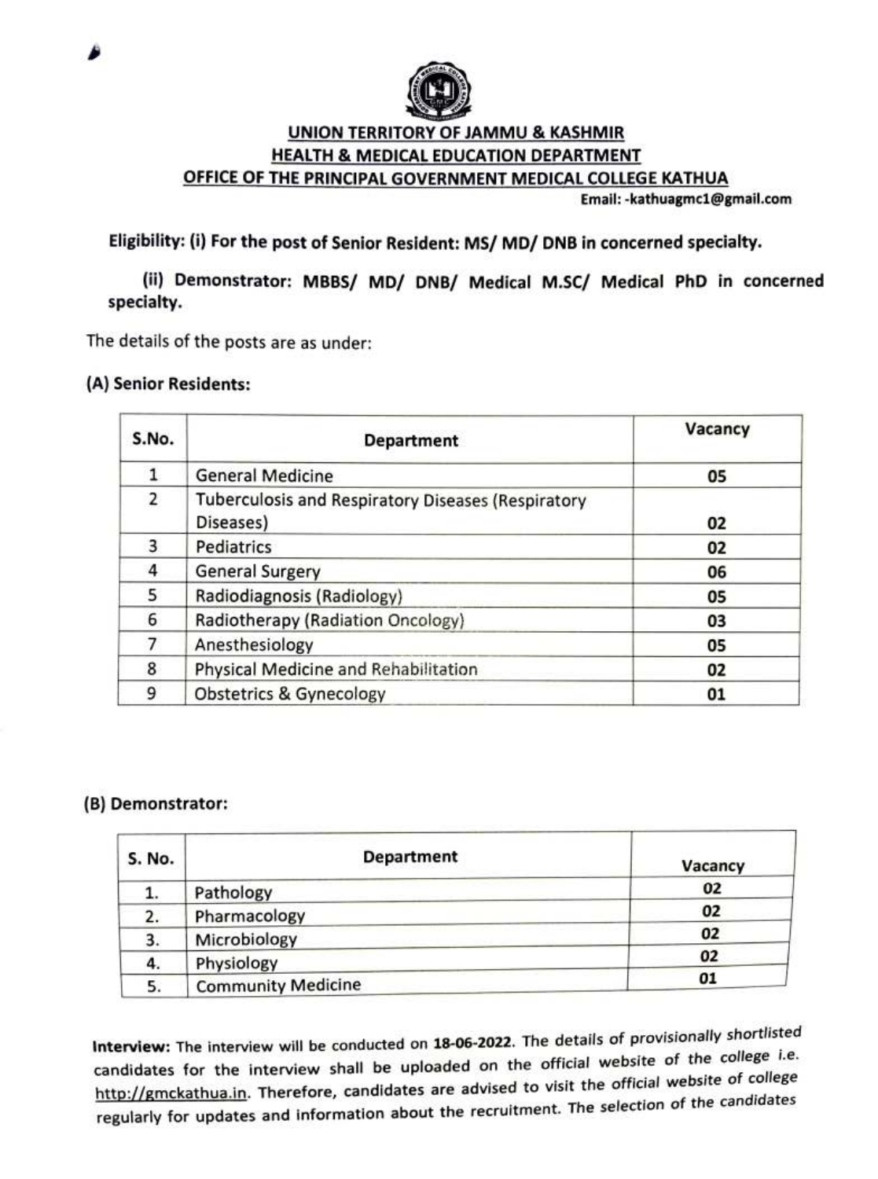**UNION TERRITORY OF JAMMU & KASHMIR**
**HEALTH & MEDICAL EDUCATION DEPARTMENT**
**OFFICE OF THE PRINCIPAL GOVERNMENT MEDICAL COLLEGE KATHUA**

Email: -kathuagmc1@gmail.com

**Eligibility: (i) For the post of Senior Resident: MS/ MD/ DNB in concerned specialty.**

**(ii) Demonstrator: MBBS/ MD/ DNB/ Medical M.SC/ Medical PhD in concerned specialty.**

The details of the posts are as under:

**(A) Senior Residents:**

| S.No. | Department | Vacancy |
|---|---|---|
| 1 | General Medicine | 05 |
| 2 | Tuberculosis and Respiratory Diseases (Respiratory Diseases) | 02 |
| 3 | Pediatrics | 02 |
| 4 | General Surgery | 06 |
| 5 | Radiodiagnosis (Radiology) | 05 |
| 6 | Radiotherapy (Radiation Oncology) | 03 |
| 7 | Anesthesiology | 05 |
| 8 | Physical Medicine and Rehabilitation | 02 |
| 9 | Obstetrics & Gynecology | 01 |

**(B) Demonstrator:**

| S. No. | Department | Vacancy |
|---|---|---|
| 1. | Pathology | 02 |
| 2. | Pharmacology | 02 |
| 3. | Microbiology | 02 |
| 4. | Physiology | 02 |
| 5. | Community Medicine | 01 |

**Interview:** The interview will be conducted on **18-06-2022**. The details of provisionally shortlisted candidates for the interview shall be uploaded on the official website of the college i.e. http://gmckathua.in. Therefore, candidates are advised to visit the official website of college regularly for updates and information about the recruitment. The selection of the candidates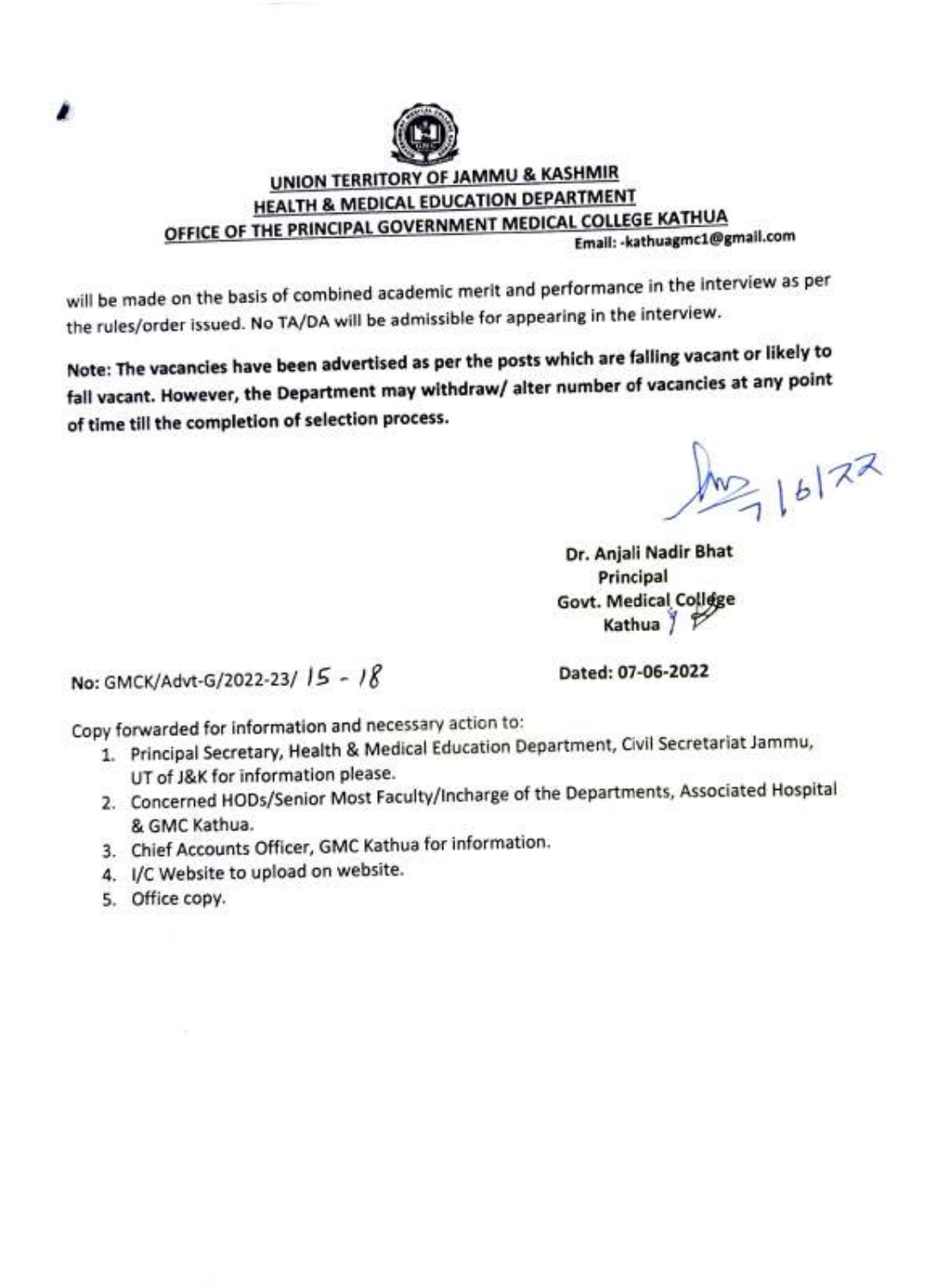**UNION TERRITORY OF JAMMU & KASHMIR**
**HEALTH & MEDICAL EDUCATION DEPARTMENT**
**OFFICE OF THE PRINCIPAL GOVERNMENT MEDICAL COLLEGE KATHUA**
Email: -kathuagmc1@gmail.com

will be made on the basis of combined academic merit and performance in the interview as per the rules/order issued. No TA/DA will be admissible for appearing in the interview.

**Note: The vacancies have been advertised as per the posts which are falling vacant or likely to fall vacant. However, the Department may withdraw/ alter number of vacancies at any point of time till the completion of selection process.**

7/6/22

**Dr. Anjali Nadir Bhat**
**Principal**
**Govt. Medical College**
**Kathua**

No: GMCK/Advt-G/2022-23/ 15 - 18

**Dated: 07-06-2022**

Copy forwarded for information and necessary action to:

1. Principal Secretary, Health & Medical Education Department, Civil Secretariat Jammu, UT of J&K for information please.
2. Concerned HODs/Senior Most Faculty/Incharge of the Departments, Associated Hospital & GMC Kathua.
3. Chief Accounts Officer, GMC Kathua for information.
4. I/C Website to upload on website.
5. Office copy.